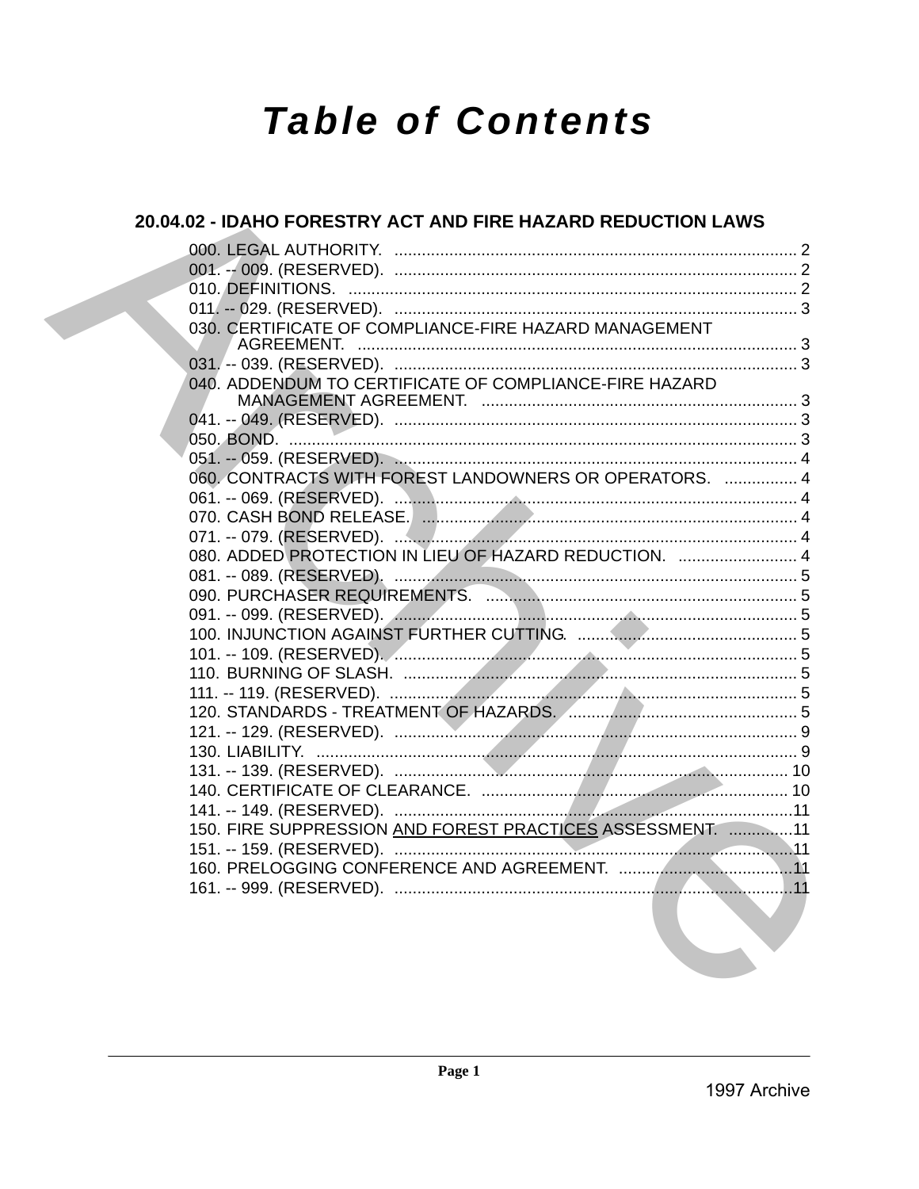# Table of Contents

## 20.04.02 - IDAHO FORESTRY ACT AND FIRE HAZARD REDUCTION LAWS

000. LEGAL AUTHORITY. ........................................................................................ 2
001. -- 009. (RESERVED). ........................................................................................ 2
010. DEFINITIONS. ........................................................................................ 2
011. -- 029. (RESERVED). ........................................................................................ 3
030. CERTIFICATE OF COMPLIANCE-FIRE HAZARD MANAGEMENT AGREEMENT. ........................................................................................ 3
031. -- 039. (RESERVED). ........................................................................................ 3
040. ADDENDUM TO CERTIFICATE OF COMPLIANCE-FIRE HAZARD MANAGEMENT AGREEMENT. ........................................................................................ 3
041. -- 049. (RESERVED). ........................................................................................ 3
050. BOND. ........................................................................................ 3
051. -- 059. (RESERVED). ........................................................................................ 4
060. CONTRACTS WITH FOREST LANDOWNERS OR OPERATORS. ................ 4
061. -- 069. (RESERVED). ........................................................................................ 4
070. CASH BOND RELEASE. ........................................................................................ 4
071. -- 079. (RESERVED). ........................................................................................ 4
080. ADDED PROTECTION IN LIEU OF HAZARD REDUCTION. .......................... 4
081. -- 089. (RESERVED). ........................................................................................ 5
090. PURCHASER REQUIREMENTS. ........................................................................................ 5
091. -- 099. (RESERVED). ........................................................................................ 5
100. INJUNCTION AGAINST FURTHER CUTTING. ................................................ 5
101. -- 109. (RESERVED). ........................................................................................ 5
110. BURNING OF SLASH. ........................................................................................ 5
111. -- 119. (RESERVED). ........................................................................................ 5
120. STANDARDS - TREATMENT OF HAZARDS. ................................................ 5
121. -- 129. (RESERVED). ........................................................................................ 9
130. LIABILITY. ........................................................................................ 9
131. -- 139. (RESERVED). ........................................................................................ 10
140. CERTIFICATE OF CLEARANCE. ........................................................................................ 10
141. -- 149. (RESERVED). ........................................................................................ 11
150. FIRE SUPPRESSION AND FOREST PRACTICES ASSESSMENT. .............. 11
151. -- 159. (RESERVED). ........................................................................................ 11
160. PRELOGGING CONFERENCE AND AGREEMENT. ........................................ 11
161. -- 999. (RESERVED). ........................................................................................ 11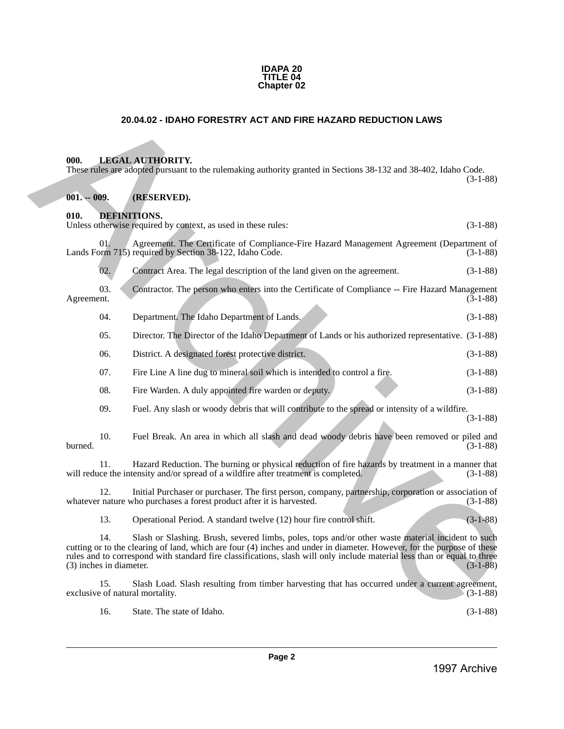IDAPA 20
TITLE 04
Chapter 02

## 20.04.02 - IDAHO FORESTRY ACT AND FIRE HAZARD REDUCTION LAWS

**000. LEGAL AUTHORITY.**
These rules are adopted pursuant to the rulemaking authority granted in Sections 38-132 and 38-402, Idaho Code. (3-1-88)

**001. -- 009. (RESERVED).**

**010. DEFINITIONS.**
Unless otherwise required by context, as used in these rules: (3-1-88)

01. Agreement. The Certificate of Compliance-Fire Hazard Management Agreement (Department of Lands Form 715) required by Section 38-122, Idaho Code. (3-1-88)

02. Contract Area. The legal description of the land given on the agreement. (3-1-88)

03. Contractor. The person who enters into the Certificate of Compliance -- Fire Hazard Management Agreement. (3-1-88)

04. Department. The Idaho Department of Lands. (3-1-88)

05. Director. The Director of the Idaho Department of Lands or his authorized representative. (3-1-88)

06. District. A designated forest protective district. (3-1-88)

07. Fire Line A line dug to mineral soil which is intended to control a fire. (3-1-88)

08. Fire Warden. A duly appointed fire warden or deputy. (3-1-88)

09. Fuel. Any slash or woody debris that will contribute to the spread or intensity of a wildfire. (3-1-88)

10. Fuel Break. An area in which all slash and dead woody debris have been removed or piled and burned. (3-1-88)

11. Hazard Reduction. The burning or physical reduction of fire hazards by treatment in a manner that will reduce the intensity and/or spread of a wildfire after treatment is completed. (3-1-88)

12. Initial Purchaser or purchaser. The first person, company, partnership, corporation or association of whatever nature who purchases a forest product after it is harvested. (3-1-88)

13. Operational Period. A standard twelve (12) hour fire control shift. (3-1-88)

14. Slash or Slashing. Brush, severed limbs, poles, tops and/or other waste material incident to such cutting or to the clearing of land, which are four (4) inches and under in diameter. However, for the purpose of these rules and to correspond with standard fire classifications, slash will only include material less than or equal to three (3) inches in diameter. (3-1-88)

15. Slash Load. Slash resulting from timber harvesting that has occurred under a current agreement, exclusive of natural mortality. (3-1-88)

16. State. The state of Idaho. (3-1-88)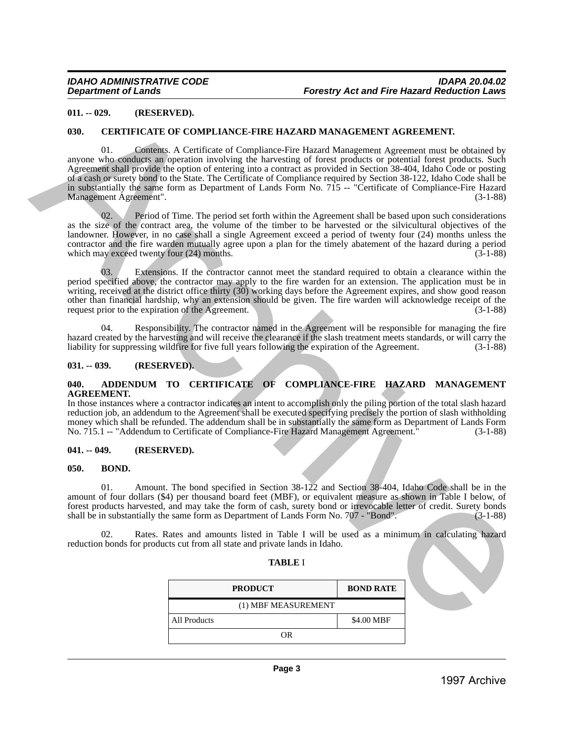**011. -- 029. (RESERVED).**

**030. CERTIFICATE OF COMPLIANCE-FIRE HAZARD MANAGEMENT AGREEMENT.**

01. Contents. A Certificate of Compliance-Fire Hazard Management Agreement must be obtained by anyone who conducts an operation involving the harvesting of forest products or potential forest products. Such Agreement shall provide the option of entering into a contract as provided in Section 38-404, Idaho Code or posting of a cash or surety bond to the State. The Certificate of Compliance required by Section 38-122, Idaho Code shall be in substantially the same form as Department of Lands Form No. 715 -- "Certificate of Compliance-Fire Hazard Management Agreement". (3-1-88)

02. Period of Time. The period set forth within the Agreement shall be based upon such considerations as the size of the contract area, the volume of the timber to be harvested or the silvicultural objectives of the landowner. However, in no case shall a single Agreement exceed a period of twenty four (24) months unless the contractor and the fire warden mutually agree upon a plan for the timely abatement of the hazard during a period which may exceed twenty four (24) months. (3-1-88)

03. Extensions. If the contractor cannot meet the standard required to obtain a clearance within the period specified above, the contractor may apply to the fire warden for an extension. The application must be in writing, received at the district office thirty (30) working days before the Agreement expires, and show good reason other than financial hardship, why an extension should be given. The fire warden will acknowledge receipt of the request prior to the expiration of the Agreement. (3-1-88)

04. Responsibility. The contractor named in the Agreement will be responsible for managing the fire hazard created by the harvesting and will receive the clearance if the slash treatment meets standards, or will carry the liability for suppressing wildfire for five full years following the expiration of the Agreement. (3-1-88)

**031. -- 039. (RESERVED).**

**040. ADDENDUM TO CERTIFICATE OF COMPLIANCE-FIRE HAZARD MANAGEMENT AGREEMENT.**

In those instances where a contractor indicates an intent to accomplish only the piling portion of the total slash hazard reduction job, an addendum to the Agreement shall be executed specifying precisely the portion of slash withholding money which shall be refunded. The addendum shall be in substantially the same form as Department of Lands Form No. 715.1 -- "Addendum to Certificate of Compliance-Fire Hazard Management Agreement." (3-1-88)

**041. -- 049. (RESERVED).**

**050. BOND.**

01. Amount. The bond specified in Section 38-122 and Section 38-404, Idaho Code shall be in the amount of four dollars ($4) per thousand board feet (MBF), or equivalent measure as shown in Table I below, of forest products harvested, and may take the form of cash, surety bond or irrevocable letter of credit. Surety bonds shall be in substantially the same form as Department of Lands Form No. 707 - "Bond". (3-1-88)

02. Rates. Rates and amounts listed in Table I will be used as a minimum in calculating hazard reduction bonds for products cut from all state and private lands in Idaho.

**TABLE I**

| PRODUCT | BOND RATE |
|---|---|
| (1) MBF MEASUREMENT | |
| All Products | $4.00 MBF |
| OR | |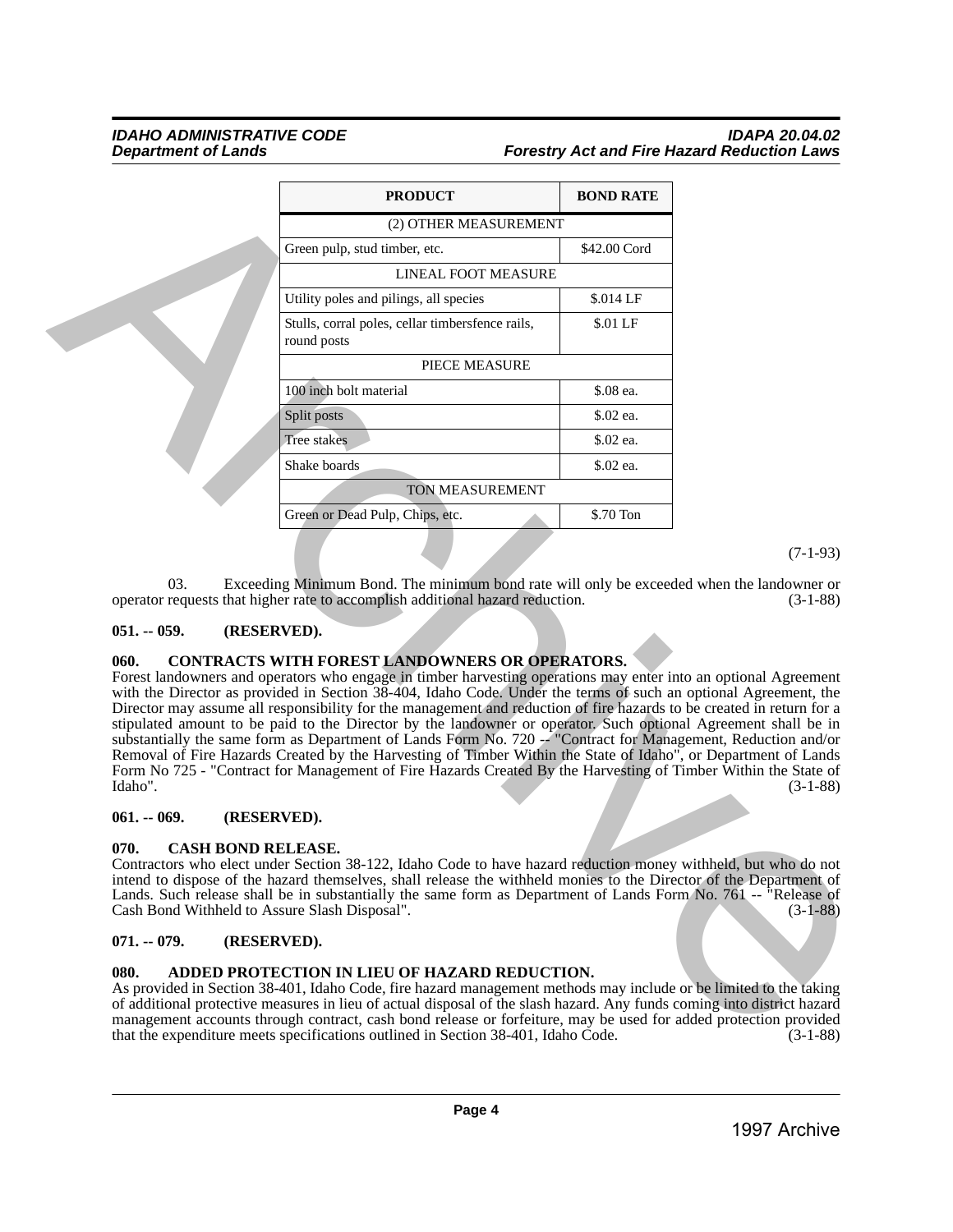| PRODUCT | BOND RATE |
|---|---|
| (2) OTHER MEASUREMENT | |
| Green pulp, stud timber, etc. | $42.00 Cord |
| LINEAL FOOT MEASURE | |
| Utility poles and pilings, all species | $.014 LF |
| Stulls, corral poles, cellar timbersfence rails, round posts | $.01 LF |
| PIECE MEASURE | |
| 100 inch bolt material | $.08 ea. |
| Split posts | $.02 ea. |
| Tree stakes | $.02 ea. |
| Shake boards | $.02 ea. |
| TON MEASUREMENT | |
| Green or Dead Pulp, Chips, etc. | $.70 Ton |

(7-1-93)

03. Exceeding Minimum Bond. The minimum bond rate will only be exceeded when the landowner or operator requests that higher rate to accomplish additional hazard reduction. (3-1-88)

**051. -- 059. (RESERVED).**

**060. CONTRACTS WITH FOREST LANDOWNERS OR OPERATORS.**

Forest landowners and operators who engage in timber harvesting operations may enter into an optional Agreement with the Director as provided in Section 38-404, Idaho Code. Under the terms of such an optional Agreement, the Director may assume all responsibility for the management and reduction of fire hazards to be created in return for a stipulated amount to be paid to the Director by the landowner or operator. Such optional Agreement shall be in substantially the same form as Department of Lands Form No. 720 -- "Contract for Management, Reduction and/or Removal of Fire Hazards Created by the Harvesting of Timber Within the State of Idaho", or Department of Lands Form No 725 - "Contract for Management of Fire Hazards Created By the Harvesting of Timber Within the State of Idaho". (3-1-88)

**061. -- 069. (RESERVED).**

**070. CASH BOND RELEASE.**

Contractors who elect under Section 38-122, Idaho Code to have hazard reduction money withheld, but who do not intend to dispose of the hazard themselves, shall release the withheld monies to the Director of the Department of Lands. Such release shall be in substantially the same form as Department of Lands Form No. 761 -- "Release of Cash Bond Withheld to Assure Slash Disposal". (3-1-88)

**071. -- 079. (RESERVED).**

**080. ADDED PROTECTION IN LIEU OF HAZARD REDUCTION.**

As provided in Section 38-401, Idaho Code, fire hazard management methods may include or be limited to the taking of additional protective measures in lieu of actual disposal of the slash hazard. Any funds coming into district hazard management accounts through contract, cash bond release or forfeiture, may be used for added protection provided that the expenditure meets specifications outlined in Section 38-401, Idaho Code. (3-1-88)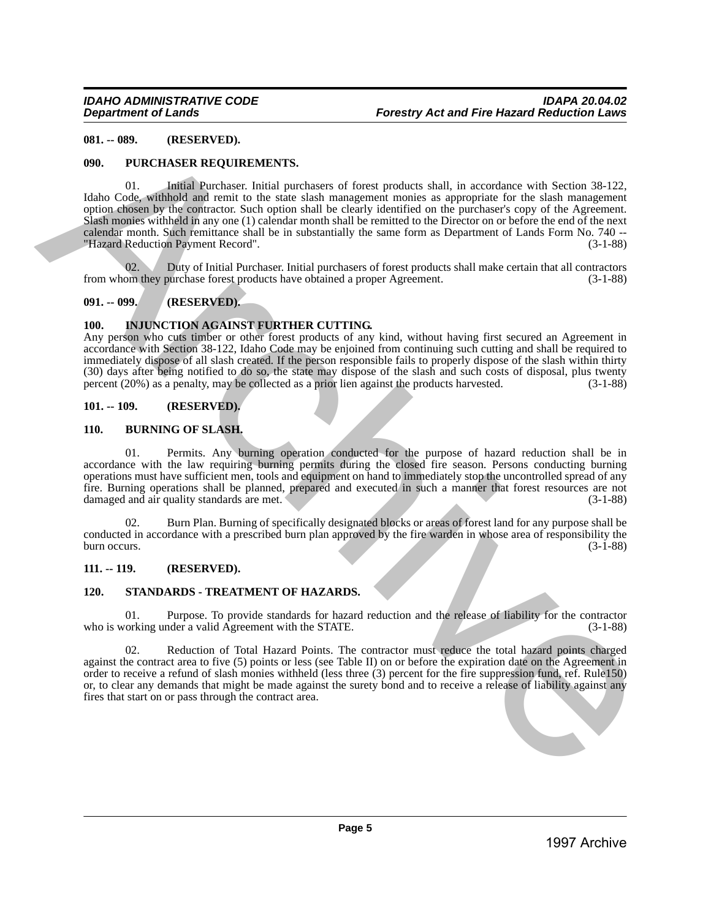### 081. -- 089. (RESERVED).

### 090. PURCHASER REQUIREMENTS.

01. Initial Purchaser. Initial purchasers of forest products shall, in accordance with Section 38-122, Idaho Code, withhold and remit to the state slash management monies as appropriate for the slash management option chosen by the contractor. Such option shall be clearly identified on the purchaser's copy of the Agreement. Slash monies withheld in any one (1) calendar month shall be remitted to the Director on or before the end of the next calendar month. Such remittance shall be in substantially the same form as Department of Lands Form No. 740 -- "Hazard Reduction Payment Record". (3-1-88)

02. Duty of Initial Purchaser. Initial purchasers of forest products shall make certain that all contractors from whom they purchase forest products have obtained a proper Agreement. (3-1-88)

### 091. -- 099. (RESERVED).

### 100. INJUNCTION AGAINST FURTHER CUTTING.

Any person who cuts timber or other forest products of any kind, without having first secured an Agreement in accordance with Section 38-122, Idaho Code may be enjoined from continuing such cutting and shall be required to immediately dispose of all slash created. If the person responsible fails to properly dispose of the slash within thirty (30) days after being notified to do so, the state may dispose of the slash and such costs of disposal, plus twenty percent (20%) as a penalty, may be collected as a prior lien against the products harvested. (3-1-88)

### 101. -- 109. (RESERVED).

### 110. BURNING OF SLASH.

01. Permits. Any burning operation conducted for the purpose of hazard reduction shall be in accordance with the law requiring burning permits during the closed fire season. Persons conducting burning operations must have sufficient men, tools and equipment on hand to immediately stop the uncontrolled spread of any fire. Burning operations shall be planned, prepared and executed in such a manner that forest resources are not damaged and air quality standards are met. (3-1-88)

02. Burn Plan. Burning of specifically designated blocks or areas of forest land for any purpose shall be conducted in accordance with a prescribed burn plan approved by the fire warden in whose area of responsibility the burn occurs. (3-1-88)

### 111. -- 119. (RESERVED).

### 120. STANDARDS - TREATMENT OF HAZARDS.

01. Purpose. To provide standards for hazard reduction and the release of liability for the contractor who is working under a valid Agreement with the STATE. (3-1-88)

02. Reduction of Total Hazard Points. The contractor must reduce the total hazard points charged against the contract area to five (5) points or less (see Table II) on or before the expiration date on the Agreement in order to receive a refund of slash monies withheld (less three (3) percent for the fire suppression fund, ref. Rule150) or, to clear any demands that might be made against the surety bond and to receive a release of liability against any fires that start on or pass through the contract area.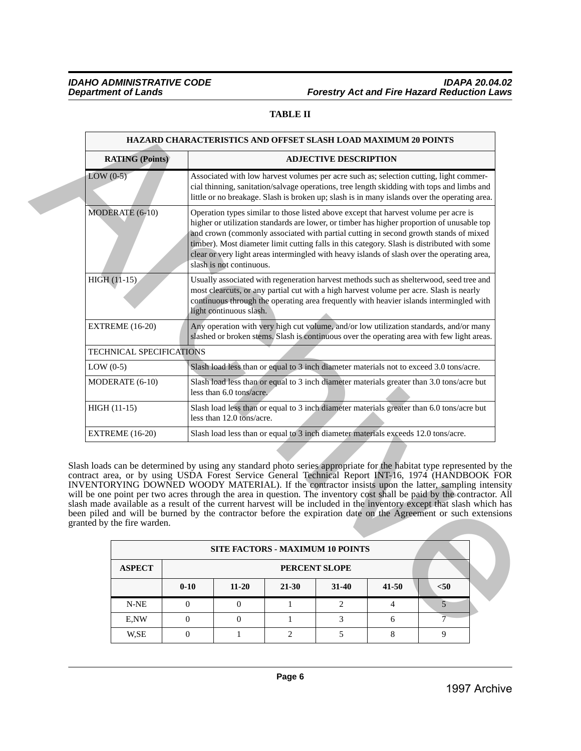**TABLE II**

| HAZARD CHARACTERISTICS AND OFFSET SLASH LOAD MAXIMUM 20 POINTS | |
|---|---|
| **RATING (Points)** | **ADJECTIVE DESCRIPTION** |
| LOW (0-5) | Associated with low harvest volumes per acre such as; selection cutting, light commercial thinning, sanitation/salvage operations, tree length skidding with tops and limbs and little or no breakage. Slash is broken up; slash is in many islands over the operating area. |
| MODERATE (6-10) | Operation types similar to those listed above except that harvest volume per acre is higher or utilization standards are lower, or timber has higher proportion of unusable top and crown (commonly associated with partial cutting in second growth stands of mixed timber). Most diameter limit cutting falls in this category. Slash is distributed with some clear or very light areas intermingled with heavy islands of slash over the operating area, slash is not continuous. |
| HIGH (11-15) | Usually associated with regeneration harvest methods such as shelterwood, seed tree and most clearcuts, or any partial cut with a high harvest volume per acre. Slash is nearly continuous through the operating area frequently with heavier islands intermingled with light continuous slash. |
| EXTREME (16-20) | Any operation with very high cut volume, and/or low utilization standards, and/or many slashed or broken stems. Slash is continuous over the operating area with few light areas. |
| TECHNICAL SPECIFICATIONS | |
| LOW (0-5) | Slash load less than or equal to 3 inch diameter materials not to exceed 3.0 tons/acre. |
| MODERATE (6-10) | Slash load less than or equal to 3 inch diameter materials greater than 3.0 tons/acre but less than 6.0 tons/acre. |
| HIGH (11-15) | Slash load less than or equal to 3 inch diameter materials greater than 6.0 tons/acre but less than 12.0 tons/acre. |
| EXTREME (16-20) | Slash load less than or equal to 3 inch diameter materials exceeds 12.0 tons/acre. |

Slash loads can be determined by using any standard photo series appropriate for the habitat type represented by the contract area, or by using USDA Forest Service General Technical Report INT-16, 1974 (HANDBOOK FOR INVENTORYING DOWNED WOODY MATERIAL). If the contractor insists upon the latter, sampling intensity will be one point per two acres through the area in question. The inventory cost shall be paid by the contractor. All slash made available as a result of the current harvest will be included in the inventory except that slash which has been piled and will be burned by the contractor before the expiration date on the Agreement or such extensions granted by the fire warden.

| SITE FACTORS - MAXIMUM 10 POINTS | | | | | | |
|---|---|---|---|---|---|---|
| **ASPECT** | **PERCENT SLOPE** | | | | | |
| | **0-10** | **11-20** | **21-30** | **31-40** | **41-50** | **<50** |
| N-NE | 0 | 0 | 1 | 2 | 4 | 5 |
| E,NW | 0 | 0 | 1 | 3 | 6 | 7 |
| W,SE | 0 | 1 | 2 | 5 | 8 | 9 |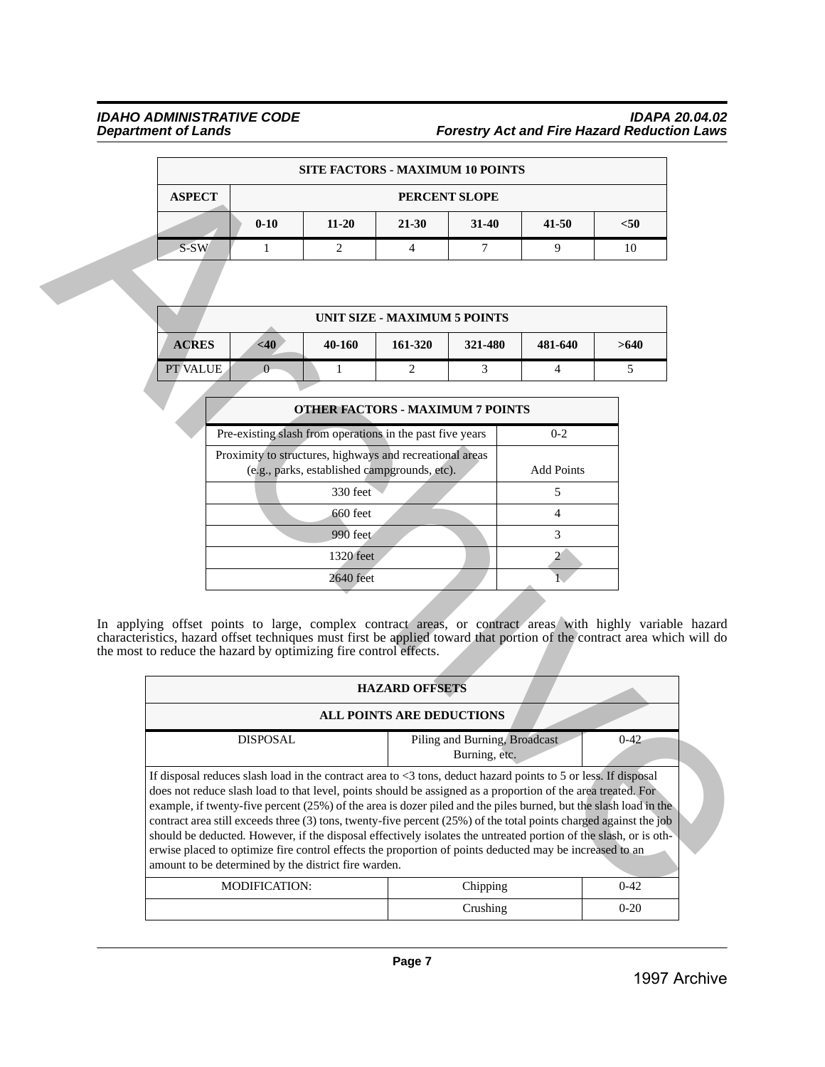| SITE FACTORS - MAXIMUM 10 POINTS | | | | | | |
|---|---|---|---|---|---|---|
| ASPECT | PERCENT SLOPE | | | | | |
| | 0-10 | 11-20 | 21-30 | 31-40 | 41-50 | <50 |
| S-SW | 1 | 2 | 4 | 7 | 9 | 10 |

| UNIT SIZE - MAXIMUM 5 POINTS | | | | | | |
|---|---|---|---|---|---|---|
| ACRES | <40 | 40-160 | 161-320 | 321-480 | 481-640 | >640 |
| PT VALUE | 0 | 1 | 2 | 3 | 4 | 5 |

| OTHER FACTORS - MAXIMUM 7 POINTS | |
|---|---|
| Pre-existing slash from operations in the past five years | 0-2 |
| Proximity to structures, highways and recreational areas (e.g., parks, established campgrounds, etc). | Add Points |
| 330 feet | 5 |
| 660 feet | 4 |
| 990 feet | 3 |
| 1320 feet | 2 |
| 2640 feet | 1 |

In applying offset points to large, complex contract areas, or contract areas with highly variable hazard characteristics, hazard offset techniques must first be applied toward that portion of the contract area which will do the most to reduce the hazard by optimizing fire control effects.

| HAZARD OFFSETS | | |
|---|---|---|
| ALL POINTS ARE DEDUCTIONS | | |
| DISPOSAL | Piling and Burning, Broadcast Burning, etc. | 0-42 |
| If disposal reduces slash load in the contract area to <3 tons, deduct hazard points to 5 or less. If disposal does not reduce slash load to that level, points should be assigned as a proportion of the area treated. For example, if twenty-five percent (25%) of the area is dozer piled and the piles burned, but the slash load in the contract area still exceeds three (3) tons, twenty-five percent (25%) of the total points charged against the job should be deducted. However, if the disposal effectively isolates the untreated portion of the slash, or is otherwise placed to optimize fire control effects the proportion of points deducted may be increased to an amount to be determined by the district fire warden. | | |
| MODIFICATION: | Chipping | 0-42 |
| | Crushing | 0-20 |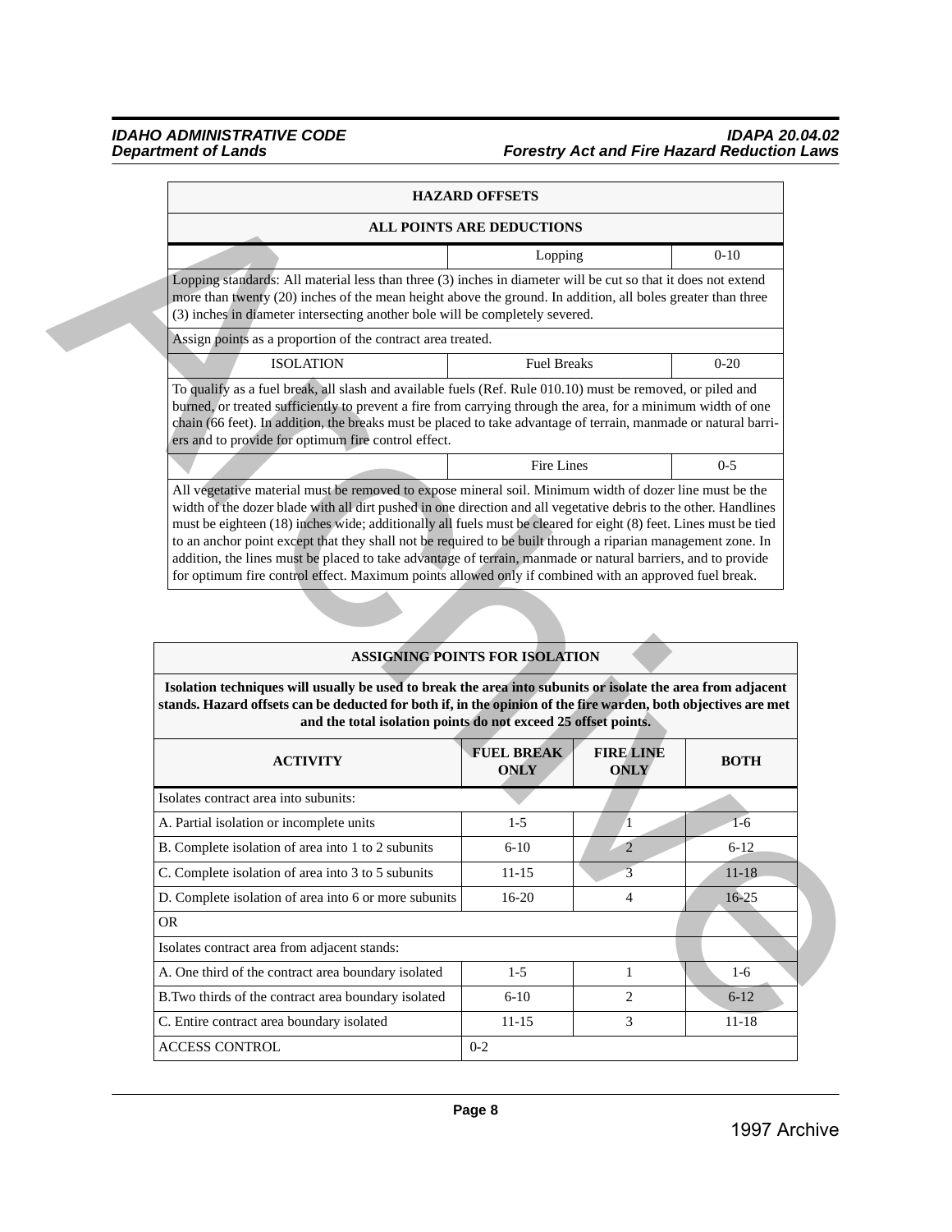| HAZARD OFFSETS | | |
|---|---|---|
| **ALL POINTS ARE DEDUCTIONS** | | |
| | Lopping | 0-10 |
| Lopping standards: All material less than three (3) inches in diameter will be cut so that it does not extend more than twenty (20) inches of the mean height above the ground. In addition, all boles greater than three (3) inches in diameter intersecting another bole will be completely severed. | | |
| Assign points as a proportion of the contract area treated. | | |
| ISOLATION | Fuel Breaks | 0-20 |
| To qualify as a fuel break, all slash and available fuels (Ref. Rule 010.10) must be removed, or piled and burned, or treated sufficiently to prevent a fire from carrying through the area, for a minimum width of one chain (66 feet). In addition, the breaks must be placed to take advantage of terrain, manmade or natural barriers and to provide for optimum fire control effect. | | |
| | Fire Lines | 0-5 |
| All vegetative material must be removed to expose mineral soil. Minimum width of dozer line must be the width of the dozer blade with all dirt pushed in one direction and all vegetative debris to the other. Handlines must be eighteen (18) inches wide; additionally all fuels must be cleared for eight (8) feet. Lines must be tied to an anchor point except that they shall not be required to be built through a riparian management zone. In addition, the lines must be placed to take advantage of terrain, manmade or natural barriers, and to provide for optimum fire control effect. Maximum points allowed only if combined with an approved fuel break. | | |

| ASSIGNING POINTS FOR ISOLATION | | | |
|---|---|---|---|
| **Isolation techniques will usually be used to break the area into subunits or isolate the area from adjacent stands. Hazard offsets can be deducted for both if, in the opinion of the fire warden, both objectives are met and the total isolation points do not exceed 25 offset points.** | | | |
| **ACTIVITY** | **FUEL BREAK ONLY** | **FIRE LINE ONLY** | **BOTH** |
| Isolates contract area into subunits: | | | |
| A. Partial isolation or incomplete units | 1-5 | 1 | 1-6 |
| B. Complete isolation of area into 1 to 2 subunits | 6-10 | 2 | 6-12 |
| C. Complete isolation of area into 3 to 5 subunits | 11-15 | 3 | 11-18 |
| D. Complete isolation of area into 6 or more subunits | 16-20 | 4 | 16-25 |
| OR | | | |
| Isolates contract area from adjacent stands: | | | |
| A. One third of the contract area boundary isolated | 1-5 | 1 | 1-6 |
| B.Two thirds of the contract area boundary isolated | 6-10 | 2 | 6-12 |
| C. Entire contract area boundary isolated | 11-15 | 3 | 11-18 |
| ACCESS CONTROL | 0-2 | | |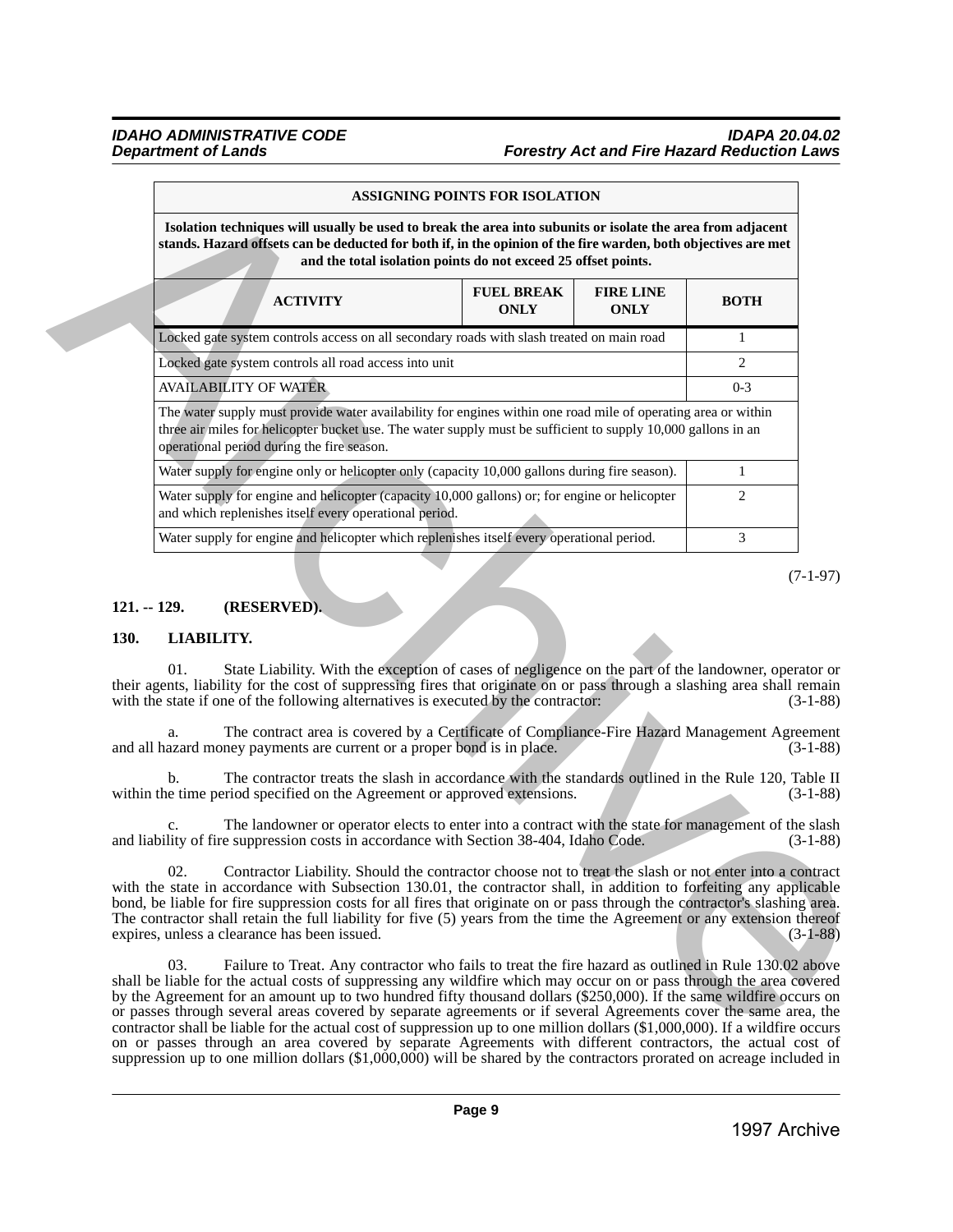| ASSIGNING POINTS FOR ISOLATION | | | |
|---|---|---|---|
| **Isolation techniques will usually be used to break the area into subunits or isolate the area from adjacent stands. Hazard offsets can be deducted for both if, in the opinion of the fire warden, both objectives are met and the total isolation points do not exceed 25 offset points.** | | | |
| **ACTIVITY** | **FUEL BREAK ONLY** | **FIRE LINE ONLY** | **BOTH** |
| Locked gate system controls access on all secondary roads with slash treated on main road | | | 1 |
| Locked gate system controls all road access into unit | | | 2 |
| AVAILABILITY OF WATER | | | 0-3 |
| The water supply must provide water availability for engines within one road mile of operating area or within three air miles for helicopter bucket use. The water supply must be sufficient to supply 10,000 gallons in an operational period during the fire season. | | | |
| Water supply for engine only or helicopter only (capacity 10,000 gallons during fire season). | | | 1 |
| Water supply for engine and helicopter (capacity 10,000 gallons) or; for engine or helicopter and which replenishes itself every operational period. | | | 2 |
| Water supply for engine and helicopter which replenishes itself every operational period. | | | 3 |

(7-1-97)

**121. -- 129. (RESERVED).**

**130. LIABILITY.**

01. State Liability. With the exception of cases of negligence on the part of the landowner, operator or their agents, liability for the cost of suppressing fires that originate on or pass through a slashing area shall remain with the state if one of the following alternatives is executed by the contractor: (3-1-88)

a. The contract area is covered by a Certificate of Compliance-Fire Hazard Management Agreement and all hazard money payments are current or a proper bond is in place. (3-1-88)

b. The contractor treats the slash in accordance with the standards outlined in the Rule 120, Table II within the time period specified on the Agreement or approved extensions. (3-1-88)

c. The landowner or operator elects to enter into a contract with the state for management of the slash and liability of fire suppression costs in accordance with Section 38-404, Idaho Code. (3-1-88)

02. Contractor Liability. Should the contractor choose not to treat the slash or not enter into a contract with the state in accordance with Subsection 130.01, the contractor shall, in addition to forfeiting any applicable bond, be liable for fire suppression costs for all fires that originate on or pass through the contractor's slashing area. The contractor shall retain the full liability for five (5) years from the time the Agreement or any extension thereof expires, unless a clearance has been issued. (3-1-88)

03. Failure to Treat. Any contractor who fails to treat the fire hazard as outlined in Rule 130.02 above shall be liable for the actual costs of suppressing any wildfire which may occur on or pass through the area covered by the Agreement for an amount up to two hundred fifty thousand dollars ($250,000). If the same wildfire occurs on or passes through several areas covered by separate agreements or if several Agreements cover the same area, the contractor shall be liable for the actual cost of suppression up to one million dollars ($1,000,000). If a wildfire occurs on or passes through an area covered by separate Agreements with different contractors, the actual cost of suppression up to one million dollars ($1,000,000) will be shared by the contractors prorated on acreage included in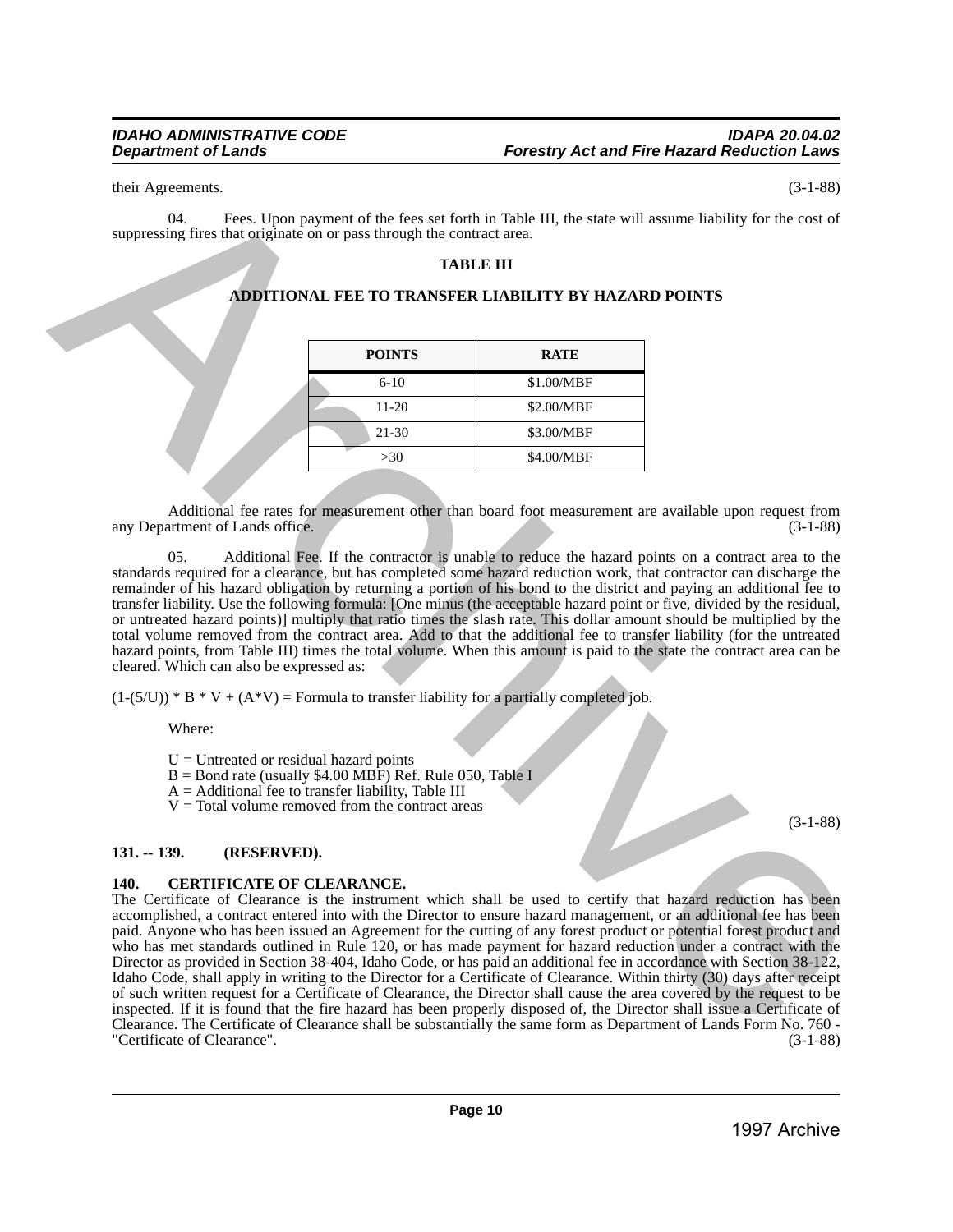their Agreements. (3-1-88)

04. Fees. Upon payment of the fees set forth in Table III, the state will assume liability for the cost of suppressing fires that originate on or pass through the contract area.

**TABLE III**

**ADDITIONAL FEE TO TRANSFER LIABILITY BY HAZARD POINTS**

| POINTS | RATE |
|---|---|
| 6-10 | $1.00/MBF |
| 11-20 | $2.00/MBF |
| 21-30 | $3.00/MBF |
| >30 | $4.00/MBF |

Additional fee rates for measurement other than board foot measurement are available upon request from any Department of Lands office. (3-1-88)

05. Additional Fee. If the contractor is unable to reduce the hazard points on a contract area to the standards required for a clearance, but has completed some hazard reduction work, that contractor can discharge the remainder of his hazard obligation by returning a portion of his bond to the district and paying an additional fee to transfer liability. Use the following formula: [One minus (the acceptable hazard point or five, divided by the residual, or untreated hazard points)] multiply that ratio times the slash rate. This dollar amount should be multiplied by the total volume removed from the contract area. Add to that the additional fee to transfer liability (for the untreated hazard points, from Table III) times the total volume. When this amount is paid to the state the contract area can be cleared. Which can also be expressed as:

$(1-(5/U)) * B * V + (A*V)$ = Formula to transfer liability for a partially completed job.

Where:

U = Untreated or residual hazard points
B = Bond rate (usually $4.00 MBF) Ref. Rule 050, Table I
A = Additional fee to transfer liability, Table III
V = Total volume removed from the contract areas

(3-1-88)

**131. -- 139. (RESERVED).**

**140. CERTIFICATE OF CLEARANCE.**

The Certificate of Clearance is the instrument which shall be used to certify that hazard reduction has been accomplished, a contract entered into with the Director to ensure hazard management, or an additional fee has been paid. Anyone who has been issued an Agreement for the cutting of any forest product or potential forest product and who has met standards outlined in Rule 120, or has made payment for hazard reduction under a contract with the Director as provided in Section 38-404, Idaho Code, or has paid an additional fee in accordance with Section 38-122, Idaho Code, shall apply in writing to the Director for a Certificate of Clearance. Within thirty (30) days after receipt of such written request for a Certificate of Clearance, the Director shall cause the area covered by the request to be inspected. If it is found that the fire hazard has been properly disposed of, the Director shall issue a Certificate of Clearance. The Certificate of Clearance shall be substantially the same form as Department of Lands Form No. 760 - "Certificate of Clearance". (3-1-88)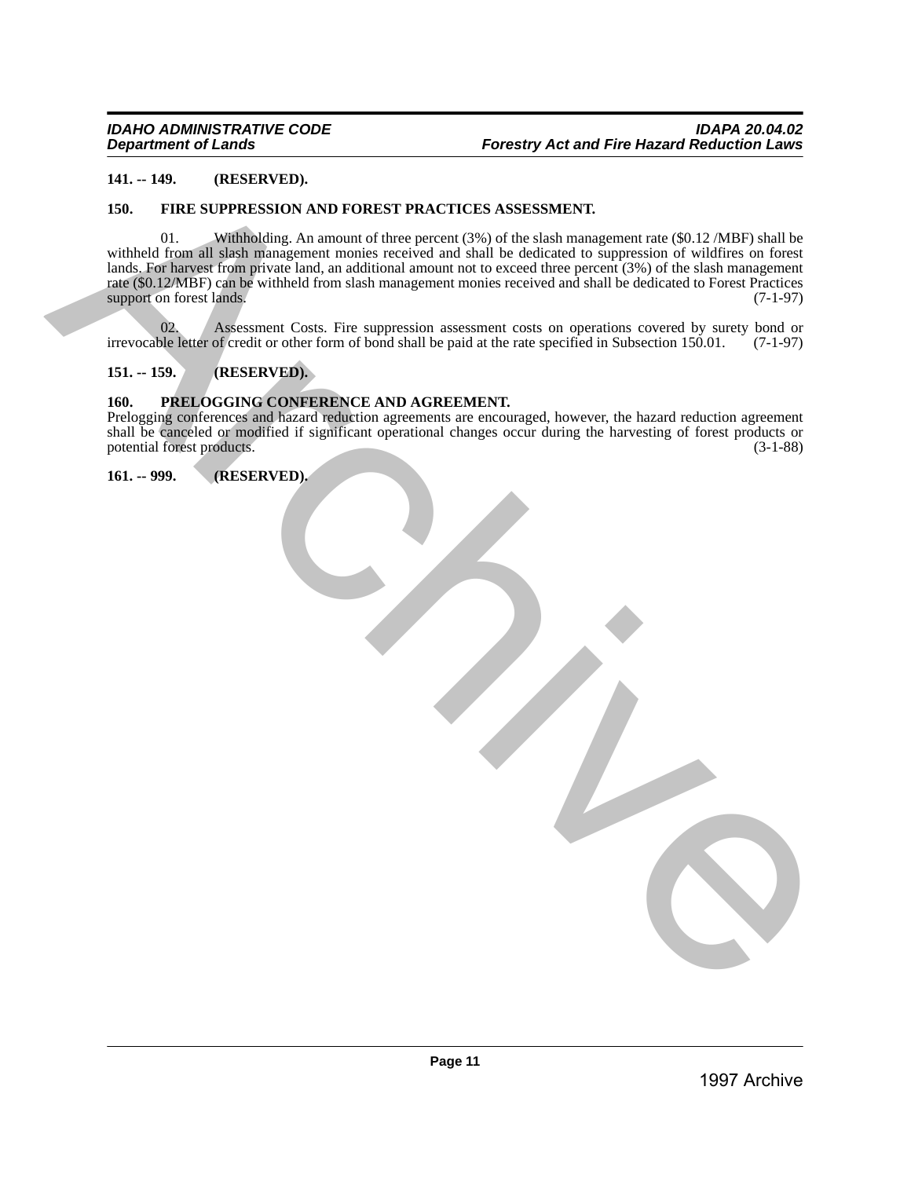**141. -- 149. (RESERVED).**

**150. FIRE SUPPRESSION AND FOREST PRACTICES ASSESSMENT.**

01. Withholding. An amount of three percent (3%) of the slash management rate ($0.12 /MBF) shall be withheld from all slash management monies received and shall be dedicated to suppression of wildfires on forest lands. For harvest from private land, an additional amount not to exceed three percent (3%) of the slash management rate ($0.12/MBF) can be withheld from slash management monies received and shall be dedicated to Forest Practices support on forest lands. (7-1-97)

02. Assessment Costs. Fire suppression assessment costs on operations covered by surety bond or irrevocable letter of credit or other form of bond shall be paid at the rate specified in Subsection 150.01. (7-1-97)

**151. -- 159. (RESERVED).**

**160. PRELOGGING CONFERENCE AND AGREEMENT.**

Prelogging conferences and hazard reduction agreements are encouraged, however, the hazard reduction agreement shall be canceled or modified if significant operational changes occur during the harvesting of forest products or potential forest products. (3-1-88)

**161. -- 999. (RESERVED).**